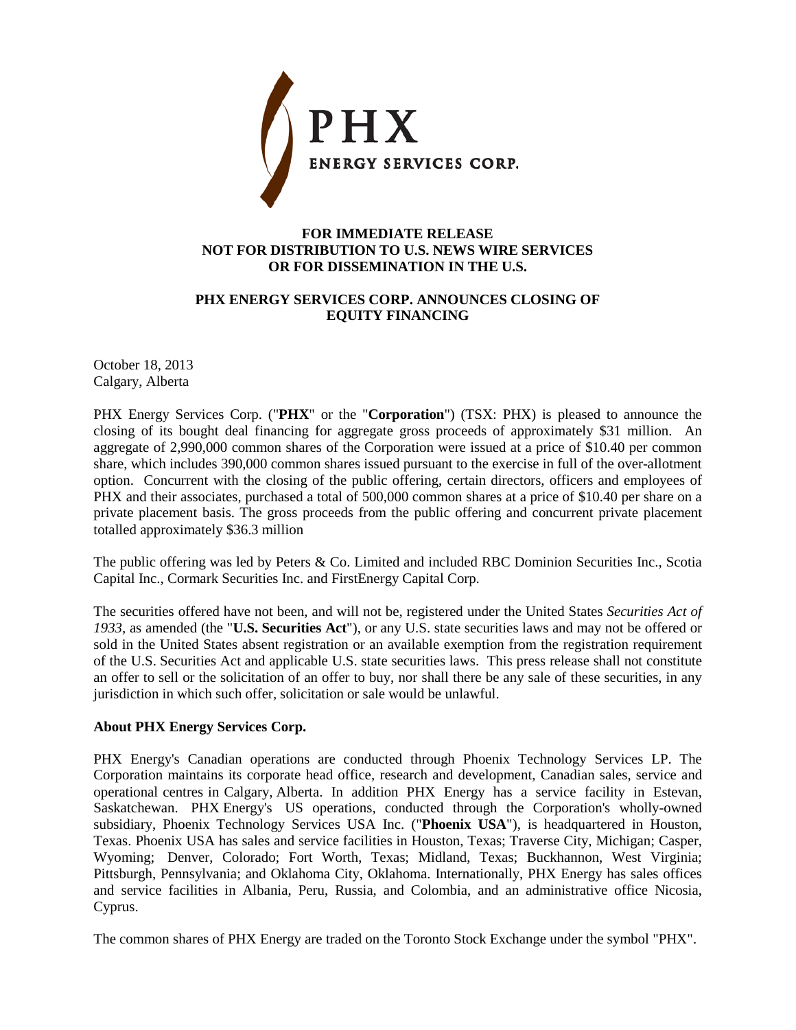**PHX**
**ENERGY SERVICES CORP.**

**FOR IMMEDIATE RELEASE**
**NOT FOR DISTRIBUTION TO U.S. NEWS WIRE SERVICES**
**OR FOR DISSEMINATION IN THE U.S.**

## PHX ENERGY SERVICES CORP. ANNOUNCES CLOSING OF EQUITY FINANCING

October 18, 2013
Calgary, Alberta

PHX Energy Services Corp. ("**PHX**" or the "**Corporation**") (TSX: PHX) is pleased to announce the closing of its bought deal financing for aggregate gross proceeds of approximately $31 million. An aggregate of 2,990,000 common shares of the Corporation were issued at a price of $10.40 per common share, which includes 390,000 common shares issued pursuant to the exercise in full of the over-allotment option. Concurrent with the closing of the public offering, certain directors, officers and employees of PHX and their associates, purchased a total of 500,000 common shares at a price of $10.40 per share on a private placement basis. The gross proceeds from the public offering and concurrent private placement totalled approximately $36.3 million

The public offering was led by Peters & Co. Limited and included RBC Dominion Securities Inc., Scotia Capital Inc., Cormark Securities Inc. and FirstEnergy Capital Corp.

The securities offered have not been, and will not be, registered under the United States *Securities Act of 1933*, as amended (the "**U.S. Securities Act**"), or any U.S. state securities laws and may not be offered or sold in the United States absent registration or an available exemption from the registration requirement of the U.S. Securities Act and applicable U.S. state securities laws. This press release shall not constitute an offer to sell or the solicitation of an offer to buy, nor shall there be any sale of these securities, in any jurisdiction in which such offer, solicitation or sale would be unlawful.

### About PHX Energy Services Corp.

PHX Energy's Canadian operations are conducted through Phoenix Technology Services LP. The Corporation maintains its corporate head office, research and development, Canadian sales, service and operational centres in Calgary, Alberta. In addition PHX Energy has a service facility in Estevan, Saskatchewan. PHX Energy's US operations, conducted through the Corporation's wholly-owned subsidiary, Phoenix Technology Services USA Inc. ("**Phoenix USA**"), is headquartered in Houston, Texas. Phoenix USA has sales and service facilities in Houston, Texas; Traverse City, Michigan; Casper, Wyoming; Denver, Colorado; Fort Worth, Texas; Midland, Texas; Buckhannon, West Virginia; Pittsburgh, Pennsylvania; and Oklahoma City, Oklahoma. Internationally, PHX Energy has sales offices and service facilities in Albania, Peru, Russia, and Colombia, and an administrative office Nicosia, Cyprus.

The common shares of PHX Energy are traded on the Toronto Stock Exchange under the symbol "PHX".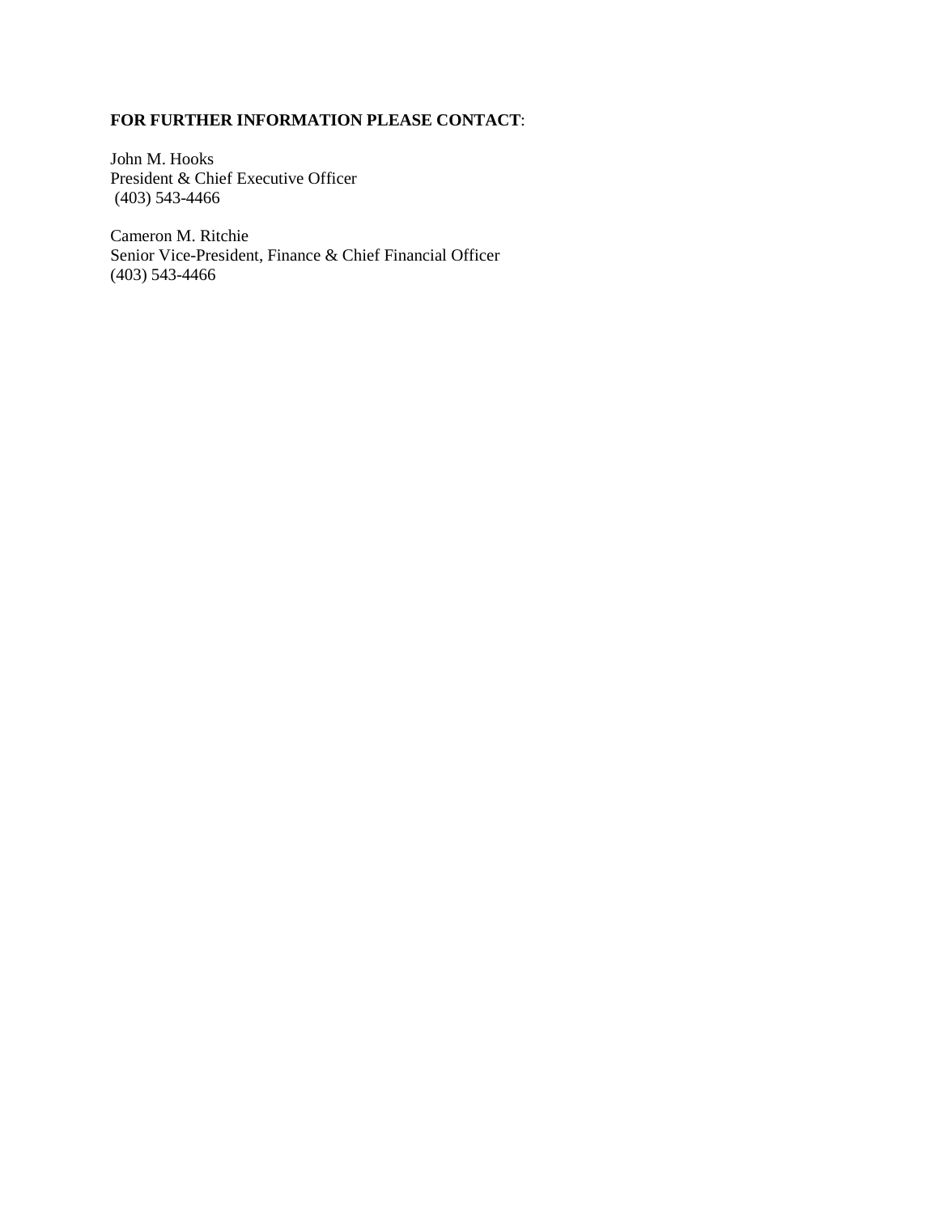**FOR FURTHER INFORMATION PLEASE CONTACT**:

John M. Hooks
President & Chief Executive Officer
(403) 543-4466

Cameron M. Ritchie
Senior Vice-President, Finance & Chief Financial Officer
(403) 543-4466